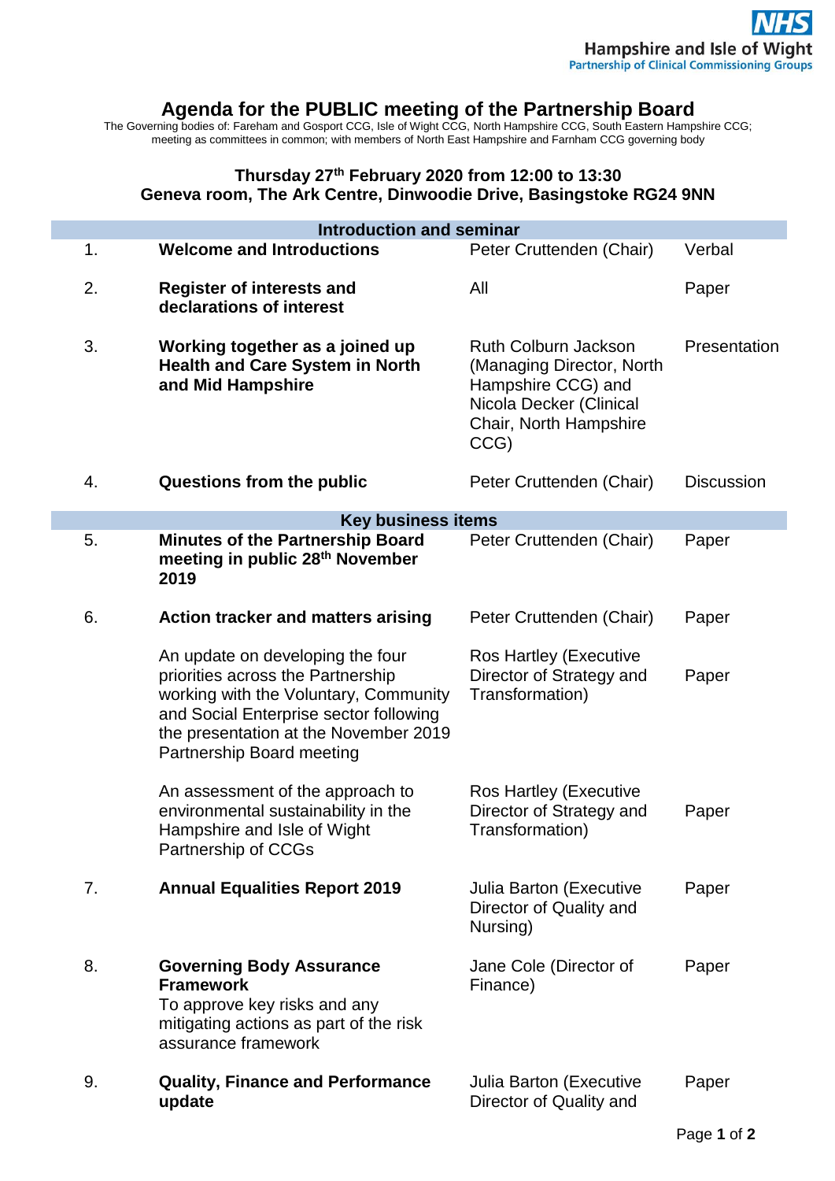Hampshire and Isle of Wight
Partnership of Clinical Commissioning Groups

# Agenda for the PUBLIC meeting of the Partnership Board

The Governing bodies of: Fareham and Gosport CCG, Isle of Wight CCG, North Hampshire CCG, South Eastern Hampshire CCG; meeting as committees in common; with members of North East Hampshire and Farnham CCG governing body

**Thursday 27th February 2020 from 12:00 to 13:30**
**Geneva room, The Ark Centre, Dinwoodie Drive, Basingstoke RG24 9NN**

| | **Introduction and seminar** | | |
|---|---|---|---|
| 1. | **Welcome and Introductions** | Peter Cruttenden (Chair) | Verbal |
| 2. | **Register of interests and declarations of interest** | All | Paper |
| 3. | **Working together as a joined up Health and Care System in North and Mid Hampshire** | Ruth Colburn Jackson (Managing Director, North Hampshire CCG) and Nicola Decker (Clinical Chair, North Hampshire CCG) | Presentation |
| 4. | **Questions from the public** | Peter Cruttenden (Chair) | Discussion |
| | **Key business items** | | |
| 5. | **Minutes of the Partnership Board meeting in public 28th November 2019** | Peter Cruttenden (Chair) | Paper |
| 6. | **Action tracker and matters arising** | Peter Cruttenden (Chair) | Paper |
| | An update on developing the four priorities across the Partnership working with the Voluntary, Community and Social Enterprise sector following the presentation at the November 2019 Partnership Board meeting | Ros Hartley (Executive Director of Strategy and Transformation) | Paper |
| | An assessment of the approach to environmental sustainability in the Hampshire and Isle of Wight Partnership of CCGs | Ros Hartley (Executive Director of Strategy and Transformation) | Paper |
| 7. | **Annual Equalities Report 2019** | Julia Barton (Executive Director of Quality and Nursing) | Paper |
| 8. | **Governing Body Assurance Framework** To approve key risks and any mitigating actions as part of the risk assurance framework | Jane Cole (Director of Finance) | Paper |
| 9. | **Quality, Finance and Performance update** | Julia Barton (Executive Director of Quality and | Paper |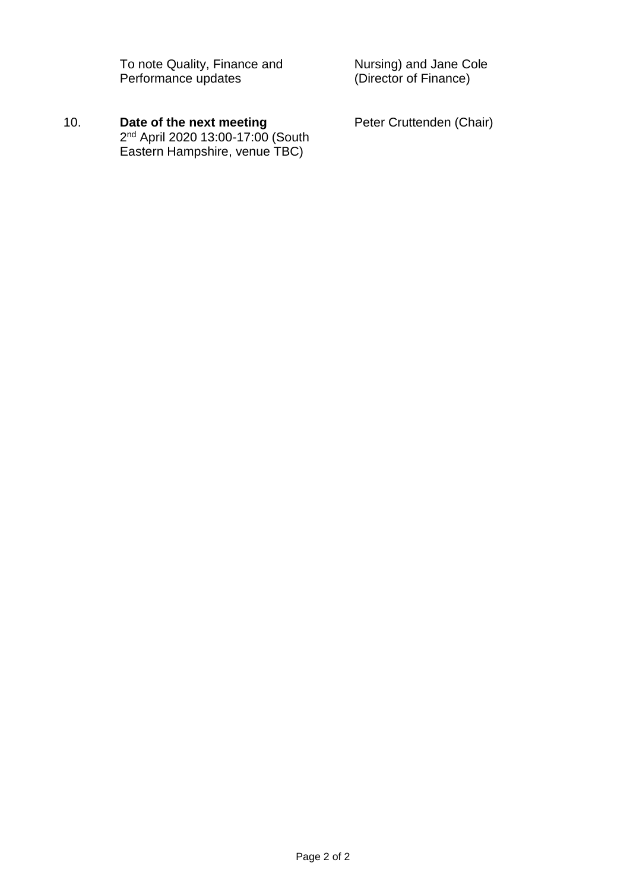| | | |
|---|---|---|
| | To note Quality, Finance and Performance updates | Nursing) and Jane Cole (Director of Finance) |
| 10. | **Date of the next meeting**<br>2nd April 2020 13:00-17:00 (South Eastern Hampshire, venue TBC) | Peter Cruttenden (Chair) |